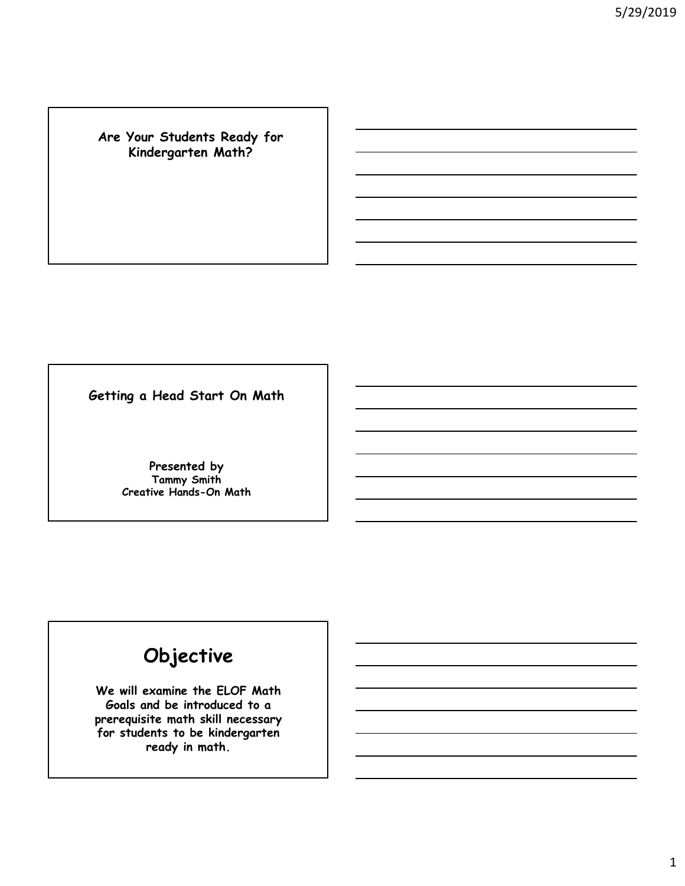**Are Your Students Ready for Kindergarten Math?**

**Getting a Head Start On Math**

**Presented by**
**Tammy Smith**
**Creative Hands-On Math**

# Objective

**We will examine the ELOF Math Goals and be introduced to a prerequisite math skill necessary for students to be kindergarten ready in math.**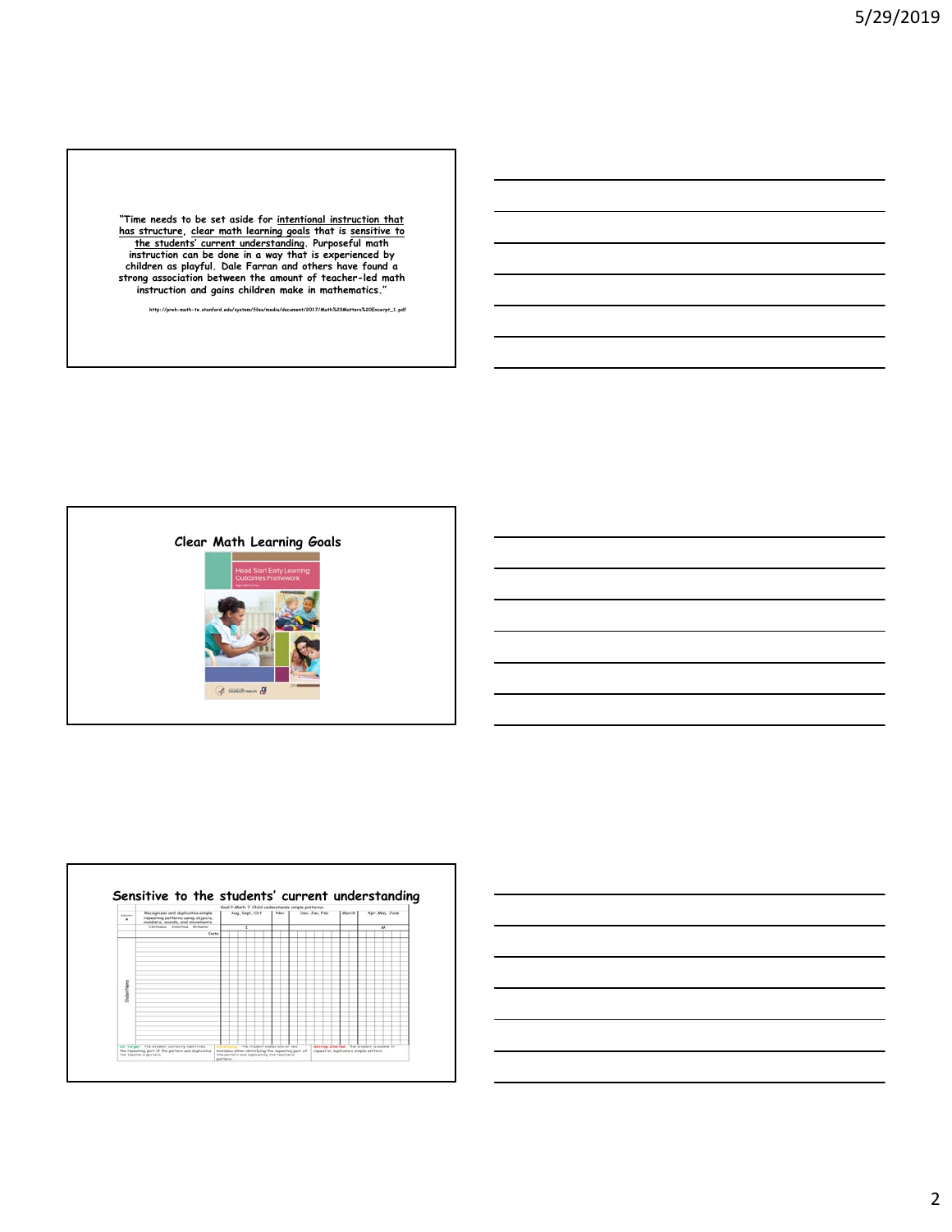"Time needs to be set aside for intentional instruction that has structure, clear math learning goals that is sensitive to the students' current understanding. Purposeful math instruction can be done in a way that is experienced by children as playful. Dale Farran and others have found a strong association between the amount of teacher-led math instruction and gains children make in mathematics."

http://prek-math-te.stanford.edu/system/files/media/document/2017/Math%20Matters%20Excerpt_1.pdf

## Clear Math Learning Goals

Head Start Early Learning Outcomes Framework

## Sensitive to the students' current understanding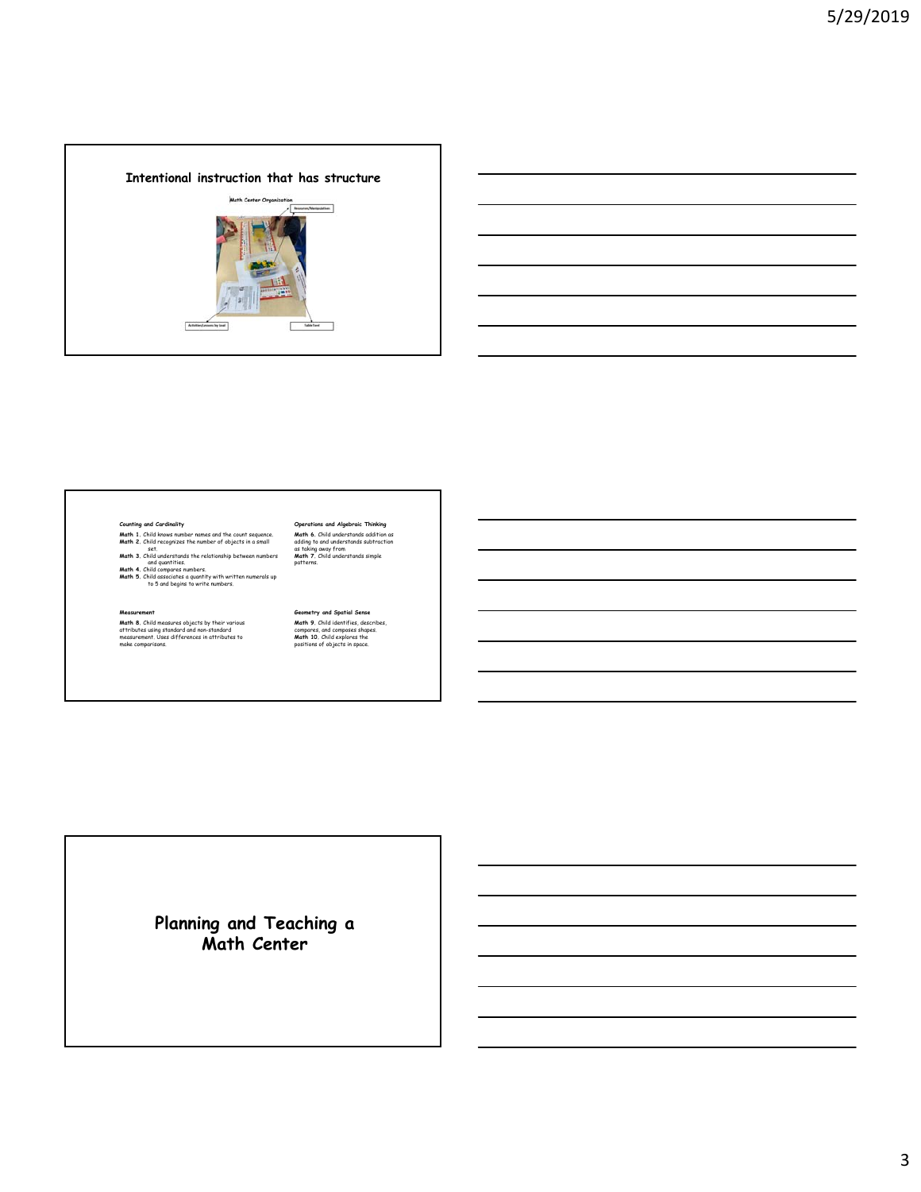## Intentional instruction that has structure

Math Center Organization

Resources/Manipulatives

Activities/Lessons by Goal

Table Tent

---

**Counting and Cardinality**

**Math 1.** Child knows number names and the count sequence.
**Math 2.** Child recognizes the number of objects in a small set.
**Math 3.** Child understands the relationship between numbers and quantities.
**Math 4.** Child compares numbers.
**Math 5.** Child associates a quantity with written numerals up to 5 and begins to write numbers.

**Operations and Algebraic Thinking**

**Math 6.** Child understands addition as adding to and understands subtraction as taking away from
**Math 7.** Child understands simple patterns.

**Measurement**

**Math 8.** Child measures objects by their various attributes using standard and non-standard measurement. Uses differences in attributes to make comparisons.

**Geometry and Spatial Sense**

**Math 9.** Child identifies, describes, compares, and composes shapes.
**Math 10.** Child explores the positions of objects in space.

---

## Planning and Teaching a Math Center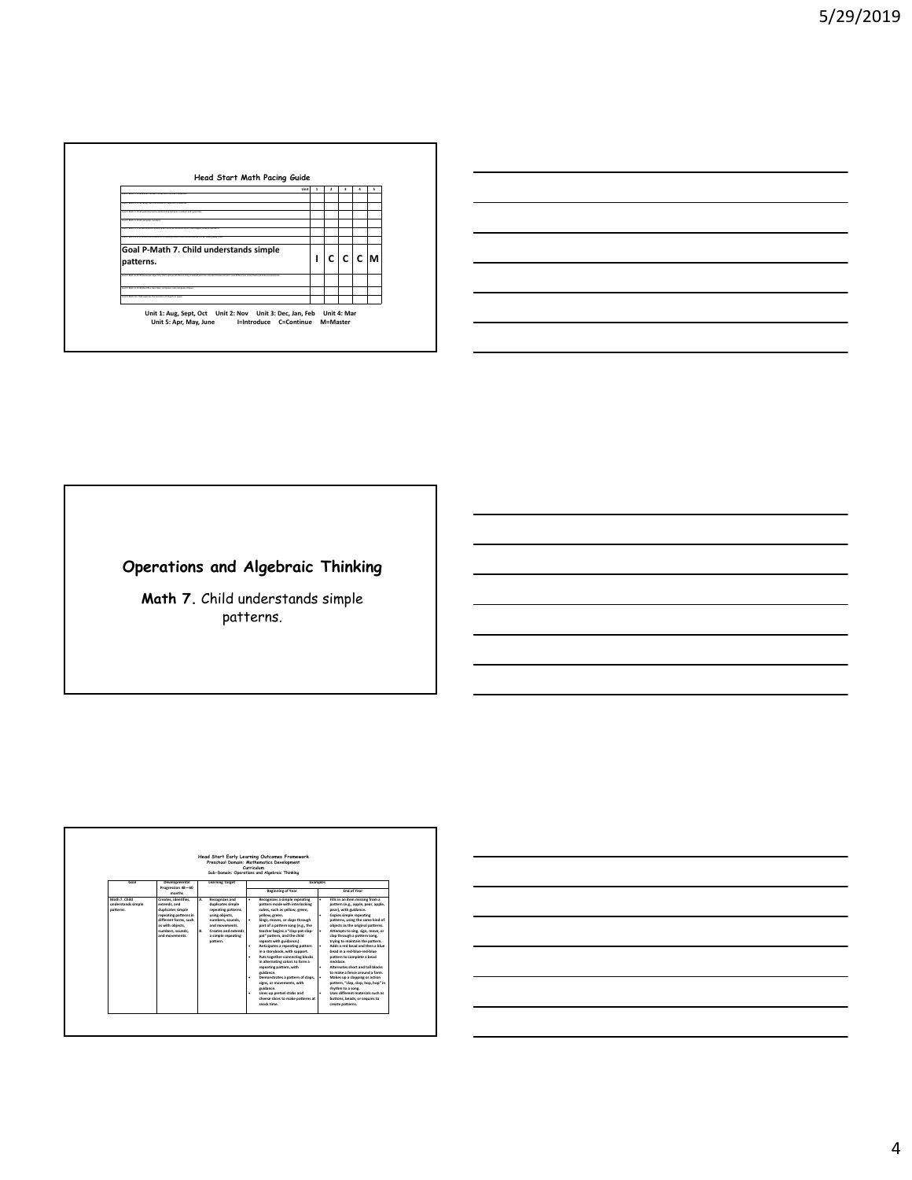## Head Start Math Pacing Guide

| | Unit 1 | 2 | 3 | 4 | 5 |
|---|---|---|---|---|---|
| **Goal P-Math 7. Child understands simple patterns.** | I | C | C | C | M |

Unit 1: Aug, Sept, Oct Unit 2: Nov Unit 3: Dec, Jan, Feb Unit 4: Mar
Unit 5: Apr, May, June I=Introduce C=Continue M=Master

## Operations and Algebraic Thinking

**Math 7.** Child understands simple patterns.

### Head Start Early Learning Outcomes Framework
Preschool Domain: Mathematics Development
Curriculum
Sub-Domain: Operations and Algebraic Thinking

| Goal | Developmental Progression 48—60 months | Learning Target | Examples: Beginning of Year | Examples: End of Year |
|---|---|---|---|---|
| Math 7. Child understands simple patterns. | Creates, identifies, extends, and duplicates simple repeating patterns in different forms, such as with objects, numbers, sounds, and movements. | A. Recognizes and duplicates simple repeating patterns using objects, numbers, sounds, and movements.<br>B. Creates and extends a simple repeating pattern. | • Recognizes a simple repeating pattern made with interlocking cubes, such as yellow, green, yellow, green.<br>• Sings, moves, or claps through part of a pattern song (e.g., the teacher begins a "clap-pat-clap-pat" pattern, and the child repeats with guidance.)<br>• Anticipates a repeating pattern in a storybook, with support.<br>• Puts together connecting blocks in alternating colors to form a repeating pattern, with guidance.<br>• Demonstrates a pattern of claps, signs, or movements, with guidance.<br>• Lines up pretzel sticks and cheese slices to make patterns at snack time. | • Fills in an item missing from a pattern (e.g., apple, pear, apple, pear), with guidance.<br>• Copies simple repeating patterns, using the same kind of objects in the original patterns.<br>• Attempts to sing, sign, move, or clap through a pattern song, trying to maintain the pattern.<br>• Adds a red bead and then a blue bead in a red-blue-red-blue pattern to complete a bead necklace.<br>• Alternates short and tall blocks to make a fence around a farm.<br>• Makes up a clapping or action pattern, "clap, clap, hop, hop" in rhythm to a song.<br>• Uses different materials such as buttons, beads, or sequins to create patterns. |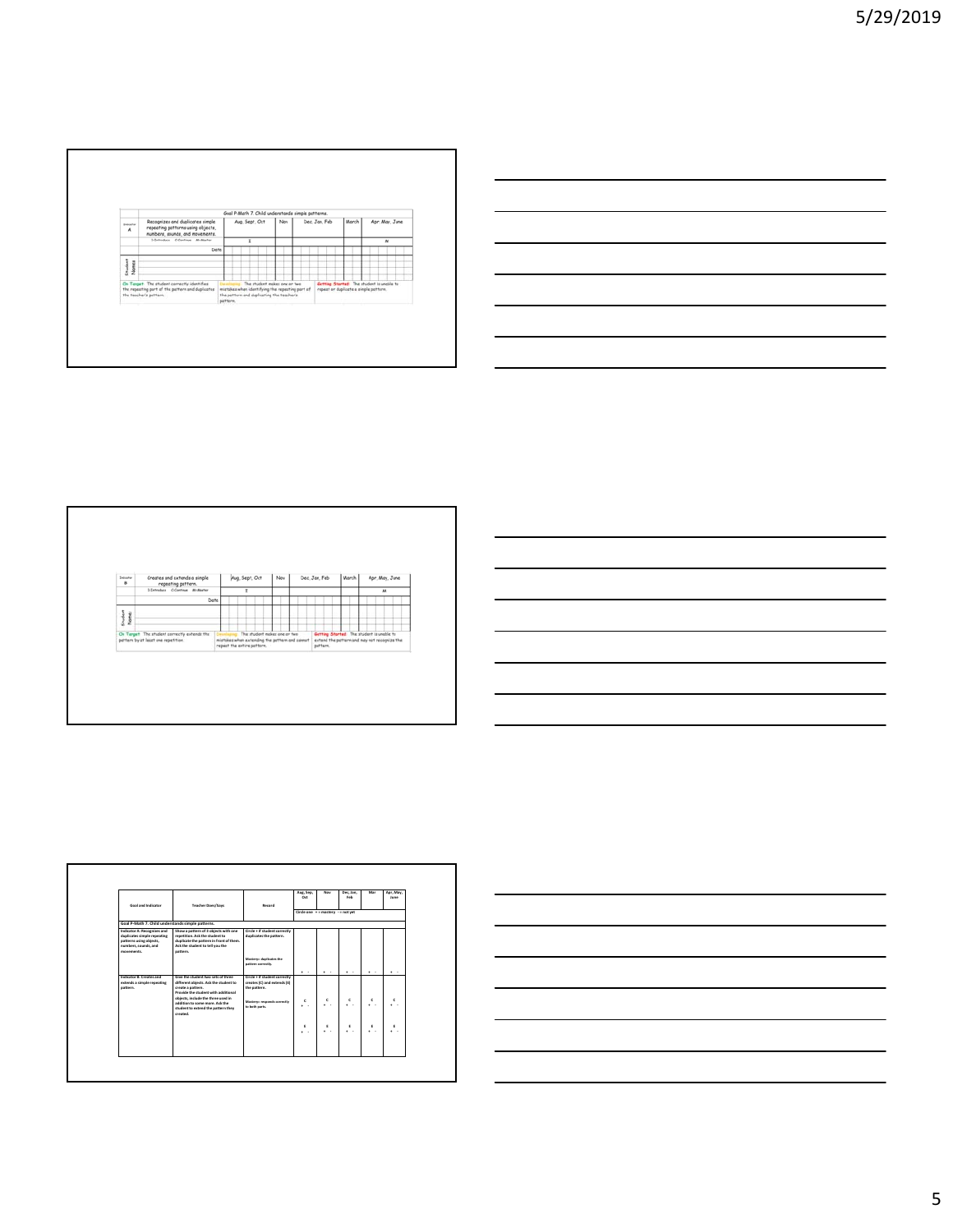| | Goal P-Math 7. Child understands simple patterns. | | | | | |
|---|---|---|---|---|---|---|
| Indicator A | Recognizes and duplicates simple repeating patterns using objects, numbers, sounds, and movements. I=Introduce C=Continue M=Master | Aug, Sept, Oct | Nov | Dec, Jan, Feb | March | Apr, May, June |
| | | I | | | | M |
| | Date | | | | | |
| Student Names | | | | | | |

**On Target:** The student correctly identifies the repeating part of the pattern and duplicates the teacher's pattern.
**Developing:** The student makes one or two mistakes when identifying the repeating part of the pattern and duplicating the teacher's pattern.
**Getting Started:** The student is unable to repeat or duplicate a simple pattern.

| Indicator B | Creates and extends a simple repeating pattern. I=Introduce C=Continue M=Master | Aug, Sept, Oct | Nov | Dec, Jan, Feb | March | Apr, May, June |
|---|---|---|---|---|---|---|
| | | I | | | | M |
| | Date | | | | | |
| Student Name | | | | | | |

**On Target:** The student correctly extends the pattern by at least one repetition.
**Developing:** The student makes one or two mistakes when extending the pattern and cannot repeat the entire pattern.
**Getting Started:** The student is unable to extend the pattern and may not recognize the pattern.

| Goal and Indicator | Teacher Does/Says | Record | Aug, Sep, Oct | Nov | Dec, Jan, Feb | Mar | Apr, May, June |
|---|---|---|---|---|---|---|---|
| | | | Circle one: + = mastery - = not yet | | | | |
| **Goal P-Math 7. Child understands simple patterns.** | | | | | | | |
| **Indicator A: Recognizes and duplicates simple repeating patterns using objects, numbers, sounds, and movements.** | Show a pattern of 3 objects with one repetition. Ask the student to duplicate the pattern in front of them. Ask the student to tell you the pattern. | Circle + if student correctly duplicates the pattern. Mastery: duplicates the pattern correctly. | + - | + - | + - | + - | + - |
| **Indicator B: Creates and extends a simple repeating pattern.** | Give the student two sets of three different objects. Ask the student to create a pattern. Provide the student with additional objects, include the three used in addition to some more. Ask the student to extend the pattern they created. | Circle + if student correctly creates (C) and extends (E) the pattern. Mastery: responds correctly to both parts. | C + - E + - | C + - E + - | C + - E + - | C + - E + - | C + - E + - |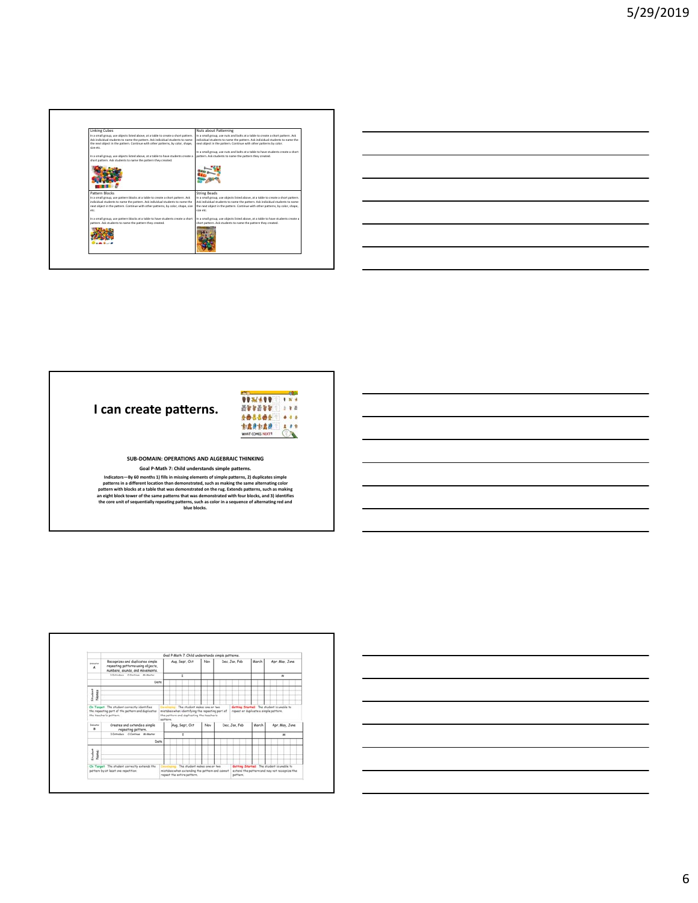| Linking Cubes | Nuts about Patterning |
|---|---|
| In a small group, use objects listed above, at a table to create a short pattern. Ask individual students to name the pattern. Ask individual students to name the next object in the pattern. Continue with other patterns, by color, shape, size etc. In a small group, use objects listed above, at a table to have students create a short pattern. Ask students to name the pattern they created. | In a small group, use nuts and bolts at a table to create a short pattern. Ask individual students to name the pattern. Ask individual students to name the next object in the pattern. Continue with other patterns by color. In a small group, use nuts and bolts at a table to have students create a short pattern. Ask students to name the pattern they created. |
| Pattern Blocks | String Beads |
| In a small group, use pattern blocks at a table to create a short pattern. Ask individual students to name the pattern. Ask individual students to name the next object in the pattern. Continue with other patterns, by color, shape, size etc. In a small group, use pattern blocks at a table to have students create a short pattern. Ask students to name the pattern they created. | In a small group, use objects listed above, at a table to create a short pattern. Ask individual students to name the pattern. Ask individual students to name the next object in the pattern. Continue with other patterns, by color, shape, size etc. In a small group, use objects listed above, at a table to have students create a short pattern. Ask students to name the pattern they created. |

# I can create patterns.

WHAT COMES NEXT?

**SUB-DOMAIN: OPERATIONS AND ALGEBRAIC THINKING**

**Goal P-Math 7: Child understands simple patterns.**

**Indicators—By 60 months 1) fills in missing elements of simple patterns, 2) duplicates simple patterns in a different location than demonstrated, such as making the same alternating color pattern with blocks at a table that was demonstrated on the rug. Extends patterns, such as making an eight block tower of the same patterns that was demonstrated with four blocks, and 3) identifies the core unit of sequentially repeating patterns, such as color in a sequence of alternating red and blue blocks.**

Goal P-Math 7. Child understands simple patterns.

| Indicator A | Recognizes and duplicates simple repeating patterns using objects, numbers, sounds, and movements. I-Introduce C-Continue M-Master | Aug, Sept, Oct | Nov | Dec, Jan, Feb | March | Apr, May, June |
|---|---|---|---|---|---|---|
| | | I | | | | M |
| | Date | | | | | |
| Student Names | | | | | | |

On Target: The student correctly identifies the repeating part of the pattern and duplicates the teacher's pattern. Developing: The student makes one or two mistakes when identifying the repeating part of the pattern and duplicating the teacher's pattern. Getting Started: The student is unable to repeat or duplicate a simple pattern.

| Indicator B | Creates and extends a simple repeating pattern. I-Introduce C-Continue M-Master | Aug, Sept, Oct | Nov | Dec, Jan, Feb | March | Apr, May, June |
|---|---|---|---|---|---|---|
| | | I | | | | M |
| | Date | | | | | |
| Student Names | | | | | | |

On Target: The student correctly extends the pattern by at least one repetition. Developing: The student makes one or two mistakes when extending the pattern and cannot repeat the entire pattern. Getting Started: The student is unable to extend the pattern and may not recognize the pattern.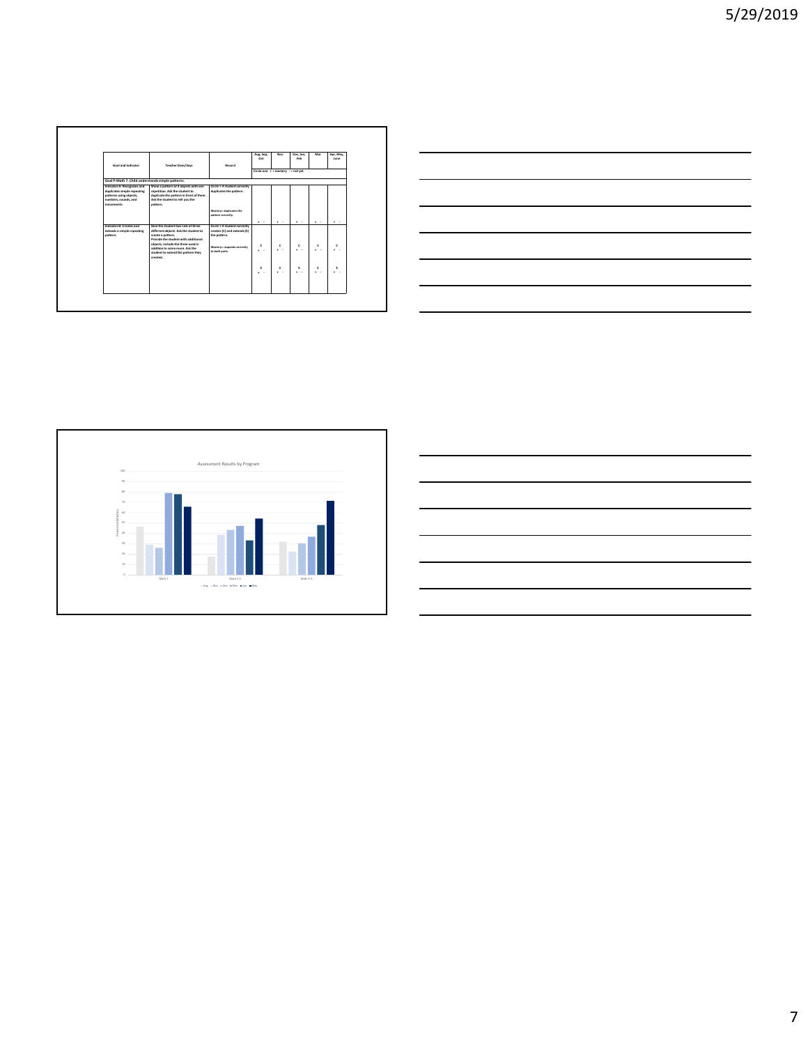| Goal and Indicator | Teacher Does/Says | Record | Aug, Sep, Oct | Nov | Dec, Jan, Feb | Mar | Apr, May, June |
|---|---|---|---|---|---|---|---|
| | | | Circle one + = mastery - = not yet | | | | |
| Goal P-Math 7. Child understands simple patterns. | | | | | | | |
| Indicator A: Recognizes and duplicates simple repeating patterns using objects, numbers, sounds, and movements. | Show a pattern of 3 objects with one repetition. Ask the student to duplicate the pattern in front of them. Ask the student to tell you the pattern. | Circle + if student correctly duplicates the pattern. Mastery: duplicates the pattern correctly. | + - | + - | + - | + - | + - |
| Indicator B: Creates and extends a simple repeating pattern. | Give the student two sets of three different objects. Ask the student to create a pattern. Provide the student with additional objects, include the three used in addition to some more. Ask the student to extend the pattern they created. | Circle + if student correctly creates (C) and extends (E) the pattern. Mastery: responds correctly in both parts. | C + - E + - | C + - E + - | C + - E + - | C + - E + - | C + - E + - |

Assessment Results by Program

100
90
80
70
60
50
40
30
20
10
0

Percent of Mastery

Math 1
Math 2 A
Math 3 A

Aug Nov Dec Mar Apr May